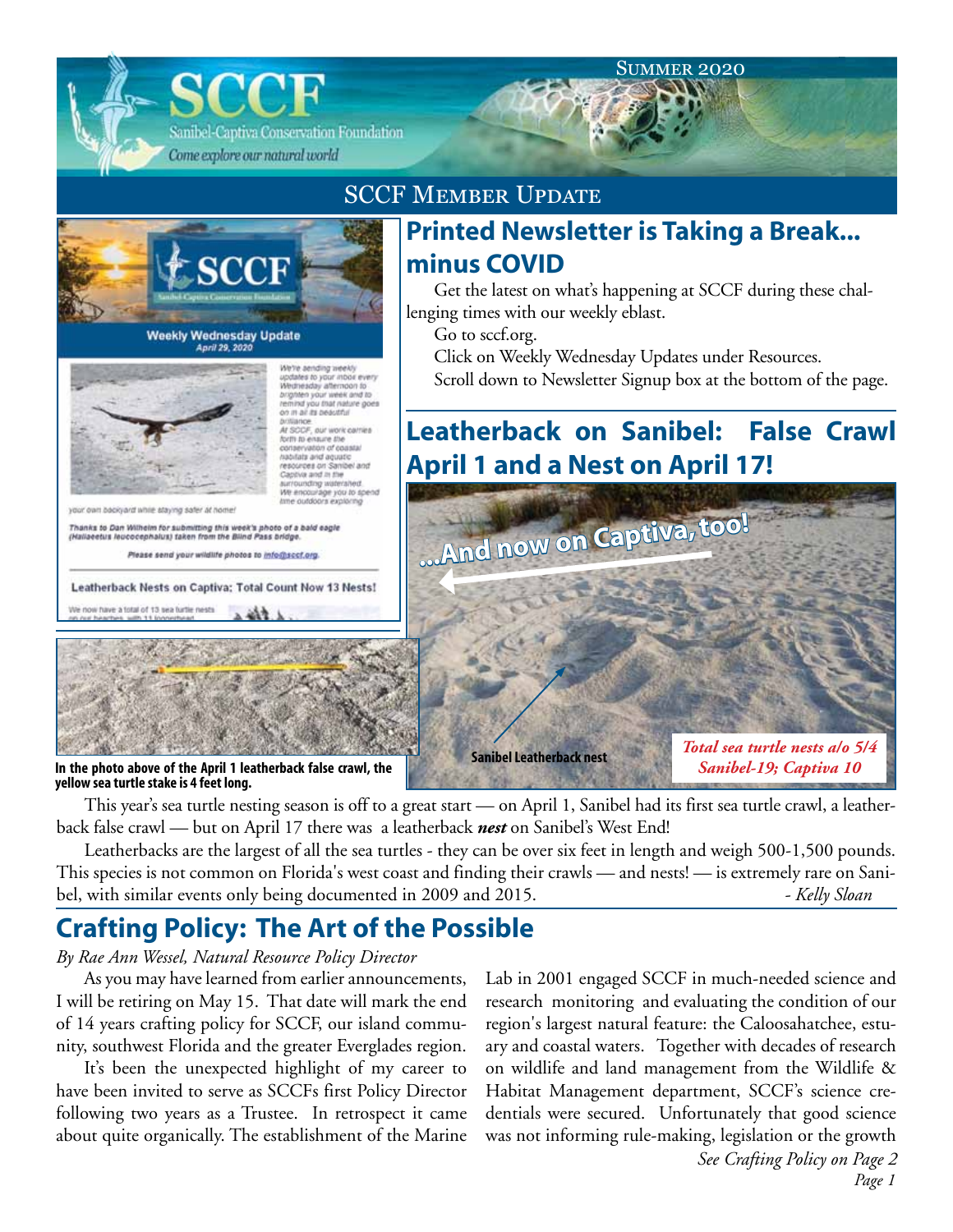# SCCF

Sanibel-Captiva Conservation Foundation

*Come explore our natural world*

Summer 2020

## SCCF Member Update

## Printed Newsletter is Taking a Break... minus COVID

Get the latest on what's happening at SCCF during these challenging times with our weekly eblast.

Go to sccf.org.

Click on Weekly Wednesday Updates under Resources.

Scroll down to Newsletter Signup box at the bottom of the page.

Weekly Wednesday Update
April 29, 2020

We're sending weekly updates to your inbox every Wednesday afternoon to brighten your week and to remind you that nature goes on in all its beautiful brilliance. At SCCF, our work carries forth to ensure the conservation of coastal habitats and aquatic resources on Sanibel and Captiva and in the surrounding watershed. We encourage you to spend time outdoors exploring your own backyard while staying safer at home!

Thanks to Dan Wilhelm for submitting this week's photo of a bald eagle (Haliaeetus leucocephalus) taken from the Blind Pass bridge.

Please send your wildlife photos to info@sccf.org.

Leatherback Nests on Captiva: Total Count Now 13 Nests!

We now have a total of 13 sea turtle nests on our beaches, with 11 loggerhead...

## Leatherback on Sanibel: False Crawl April 1 and a Nest on April 17!

...And now on Captiva, too!

Sanibel Leatherback nest

*Total sea turtle nests a/o 5/4 Sanibel-19; Captiva 10*

**In the photo above of the April 1 leatherback false crawl, the yellow sea turtle stake is 4 feet long.**

This year's sea turtle nesting season is off to a great start — on April 1, Sanibel had its first sea turtle crawl, a leatherback false crawl — but on April 17 there was a leatherback ***nest*** on Sanibel's West End!

Leatherbacks are the largest of all the sea turtles - they can be over six feet in length and weigh 500-1,500 pounds. This species is not common on Florida's west coast and finding their crawls — and nests! — is extremely rare on Sanibel, with similar events only being documented in 2009 and 2015.

*- Kelly Sloan*

## Crafting Policy: The Art of the Possible

*By Rae Ann Wessel, Natural Resource Policy Director*

As you may have learned from earlier announcements, I will be retiring on May 15. That date will mark the end of 14 years crafting policy for SCCF, our island community, southwest Florida and the greater Everglades region.

It's been the unexpected highlight of my career to have been invited to serve as SCCFs first Policy Director following two years as a Trustee. In retrospect it came about quite organically. The establishment of the Marine Lab in 2001 engaged SCCF in much-needed science and research monitoring and evaluating the condition of our region's largest natural feature: the Caloosahatchee, estuary and coastal waters. Together with decades of research on wildlife and land management from the Wildlife & Habitat Management department, SCCF's science credentials were secured. Unfortunately that good science was not informing rule-making, legislation or the growth

*See Crafting Policy on Page 2*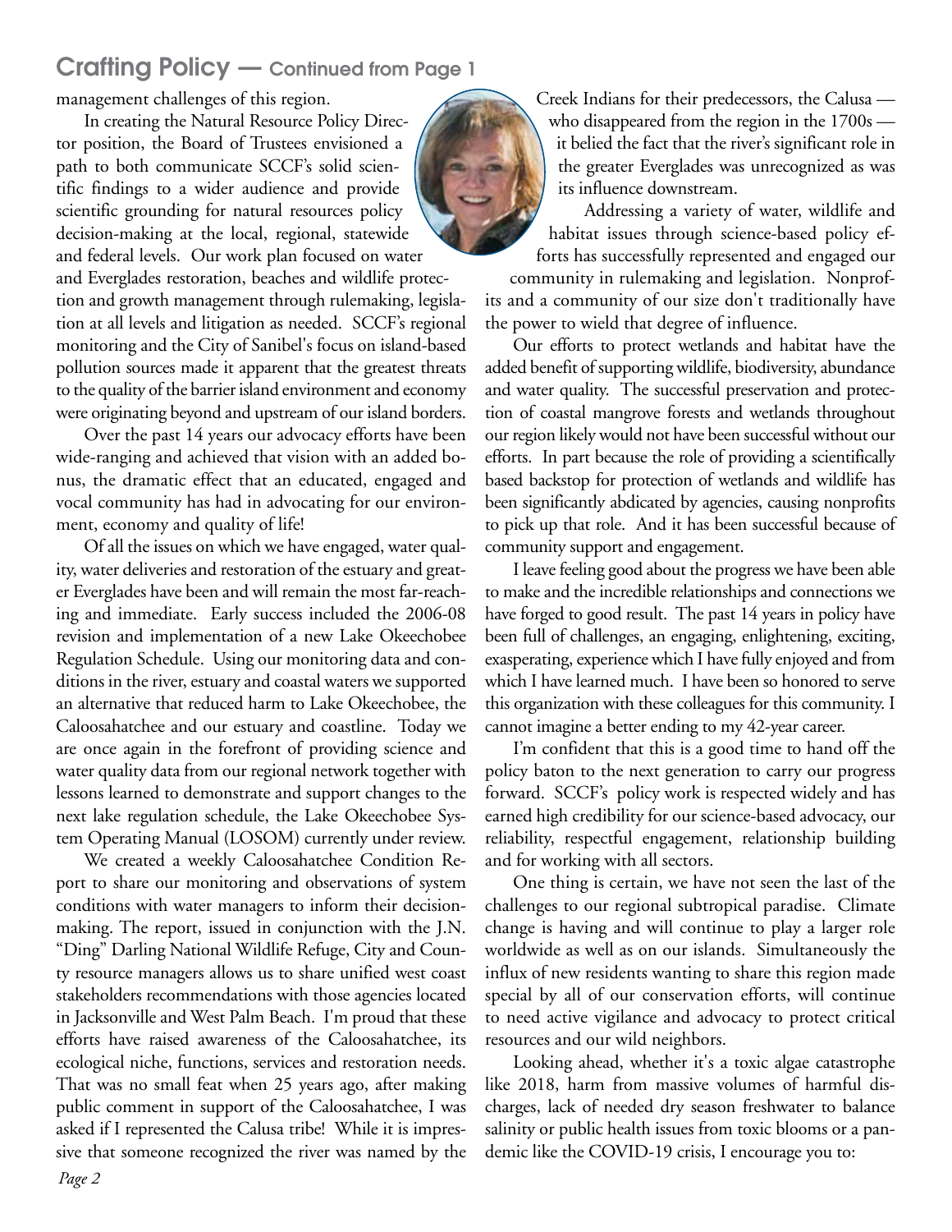## Crafting Policy — Continued from Page 1

management challenges of this region.

In creating the Natural Resource Policy Director position, the Board of Trustees envisioned a path to both communicate SCCF's solid scientific findings to a wider audience and provide scientific grounding for natural resources policy decision-making at the local, regional, statewide and federal levels. Our work plan focused on water and Everglades restoration, beaches and wildlife protection and growth management through rulemaking, legislation at all levels and litigation as needed. SCCF's regional monitoring and the City of Sanibel's focus on island-based pollution sources made it apparent that the greatest threats to the quality of the barrier island environment and economy were originating beyond and upstream of our island borders.

Over the past 14 years our advocacy efforts have been wide-ranging and achieved that vision with an added bonus, the dramatic effect that an educated, engaged and vocal community has had in advocating for our environment, economy and quality of life!

Of all the issues on which we have engaged, water quality, water deliveries and restoration of the estuary and greater Everglades have been and will remain the most far-reaching and immediate. Early success included the 2006-08 revision and implementation of a new Lake Okeechobee Regulation Schedule. Using our monitoring data and conditions in the river, estuary and coastal waters we supported an alternative that reduced harm to Lake Okeechobee, the Caloosahatchee and our estuary and coastline. Today we are once again in the forefront of providing science and water quality data from our regional network together with lessons learned to demonstrate and support changes to the next lake regulation schedule, the Lake Okeechobee System Operating Manual (LOSOM) currently under review.

We created a weekly Caloosahatchee Condition Report to share our monitoring and observations of system conditions with water managers to inform their decision-making. The report, issued in conjunction with the J.N. "Ding" Darling National Wildlife Refuge, City and County resource managers allows us to share unified west coast stakeholders recommendations with those agencies located in Jacksonville and West Palm Beach. I'm proud that these efforts have raised awareness of the Caloosahatchee, its ecological niche, functions, services and restoration needs. That was no small feat when 25 years ago, after making public comment in support of the Caloosahatchee, I was asked if I represented the Calusa tribe! While it is impressive that someone recognized the river was named by the Creek Indians for their predecessors, the Calusa — who disappeared from the region in the 1700s — it belied the fact that the river's significant role in the greater Everglades was unrecognized as was its influence downstream.

Addressing a variety of water, wildlife and habitat issues through science-based policy efforts has successfully represented and engaged our community in rulemaking and legislation. Nonprofits and a community of our size don't traditionally have the power to wield that degree of influence.

Our efforts to protect wetlands and habitat have the added benefit of supporting wildlife, biodiversity, abundance and water quality. The successful preservation and protection of coastal mangrove forests and wetlands throughout our region likely would not have been successful without our efforts. In part because the role of providing a scientifically based backstop for protection of wetlands and wildlife has been significantly abdicated by agencies, causing nonprofits to pick up that role. And it has been successful because of community support and engagement.

I leave feeling good about the progress we have been able to make and the incredible relationships and connections we have forged to good result. The past 14 years in policy have been full of challenges, an engaging, enlightening, exciting, exasperating, experience which I have fully enjoyed and from which I have learned much. I have been so honored to serve this organization with these colleagues for this community. I cannot imagine a better ending to my 42-year career.

I'm confident that this is a good time to hand off the policy baton to the next generation to carry our progress forward. SCCF's policy work is respected widely and has earned high credibility for our science-based advocacy, our reliability, respectful engagement, relationship building and for working with all sectors.

One thing is certain, we have not seen the last of the challenges to our regional subtropical paradise. Climate change is having and will continue to play a larger role worldwide as well as on our islands. Simultaneously the influx of new residents wanting to share this region made special by all of our conservation efforts, will continue to need active vigilance and advocacy to protect critical resources and our wild neighbors.

Looking ahead, whether it's a toxic algae catastrophe like 2018, harm from massive volumes of harmful discharges, lack of needed dry season freshwater to balance salinity or public health issues from toxic blooms or a pandemic like the COVID-19 crisis, I encourage you to: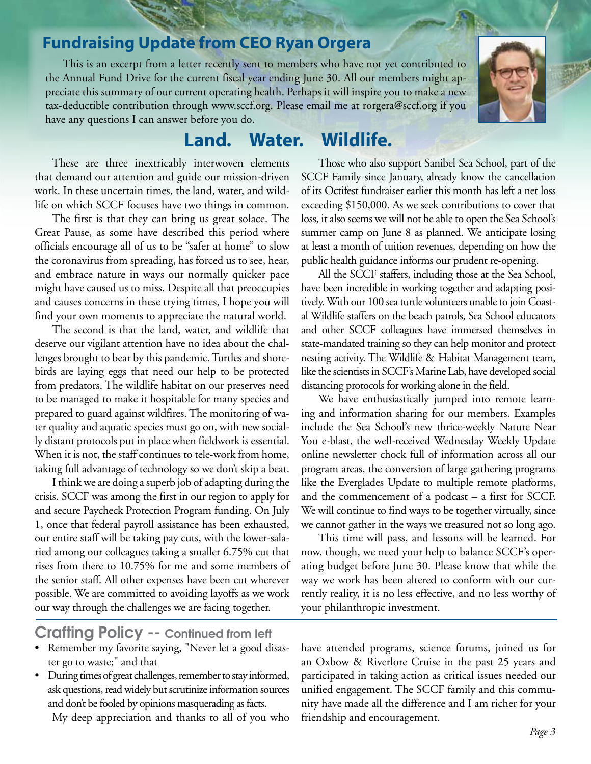## Fundraising Update from CEO Ryan Orgera

This is an excerpt from a letter recently sent to members who have not yet contributed to the Annual Fund Drive for the current fiscal year ending June 30. All our members might appreciate this summary of our current operating health. Perhaps it will inspire you to make a new tax-deductible contribution through www.sccf.org. Please email me at rorgera@sccf.org if you have any questions I can answer before you do.

### Land. Water. Wildlife.

These are three inextricably interwoven elements that demand our attention and guide our mission-driven work. In these uncertain times, the land, water, and wildlife on which SCCF focuses have two things in common.

The first is that they can bring us great solace. The Great Pause, as some have described this period where officials encourage all of us to be "safer at home" to slow the coronavirus from spreading, has forced us to see, hear, and embrace nature in ways our normally quicker pace might have caused us to miss. Despite all that preoccupies and causes concerns in these trying times, I hope you will find your own moments to appreciate the natural world.

The second is that the land, water, and wildlife that deserve our vigilant attention have no idea about the challenges brought to bear by this pandemic. Turtles and shorebirds are laying eggs that need our help to be protected from predators. The wildlife habitat on our preserves need to be managed to make it hospitable for many species and prepared to guard against wildfires. The monitoring of water quality and aquatic species must go on, with new socially distant protocols put in place when fieldwork is essential. When it is not, the staff continues to tele-work from home, taking full advantage of technology so we don't skip a beat.

I think we are doing a superb job of adapting during the crisis. SCCF was among the first in our region to apply for and secure Paycheck Protection Program funding. On July 1, once that federal payroll assistance has been exhausted, our entire staff will be taking pay cuts, with the lower-salaried among our colleagues taking a smaller 6.75% cut that rises from there to 10.75% for me and some members of the senior staff. All other expenses have been cut wherever possible. We are committed to avoiding layoffs as we work our way through the challenges we are facing together.

Those who also support Sanibel Sea School, part of the SCCF Family since January, already know the cancellation of its Octifest fundraiser earlier this month has left a net loss exceeding $150,000. As we seek contributions to cover that loss, it also seems we will not be able to open the Sea School's summer camp on June 8 as planned. We anticipate losing at least a month of tuition revenues, depending on how the public health guidance informs our prudent re-opening.

All the SCCF staffers, including those at the Sea School, have been incredible in working together and adapting positively. With our 100 sea turtle volunteers unable to join Coastal Wildlife staffers on the beach patrols, Sea School educators and other SCCF colleagues have immersed themselves in state-mandated training so they can help monitor and protect nesting activity. The Wildlife & Habitat Management team, like the scientists in SCCF's Marine Lab, have developed social distancing protocols for working alone in the field.

We have enthusiastically jumped into remote learning and information sharing for our members. Examples include the Sea School's new thrice-weekly Nature Near You e-blast, the well-received Wednesday Weekly Update online newsletter chock full of information across all our program areas, the conversion of large gathering programs like the Everglades Update to multiple remote platforms, and the commencement of a podcast – a first for SCCF. We will continue to find ways to be together virtually, since we cannot gather in the ways we treasured not so long ago.

This time will pass, and lessons will be learned. For now, though, we need your help to balance SCCF's operating budget before June 30. Please know that while the way we work has been altered to conform with our currently reality, it is no less effective, and no less worthy of your philanthropic investment.

## Crafting Policy -- Continued from left

- Remember my favorite saying, "Never let a good disaster go to waste;" and that
- During times of great challenges, remember to stay informed, ask questions, read widely but scrutinize information sources and don't be fooled by opinions masquerading as facts.

My deep appreciation and thanks to all of you who have attended programs, science forums, joined us for an Oxbow & Riverlore Cruise in the past 25 years and participated in taking action as critical issues needed our unified engagement. The SCCF family and this community have made all the difference and I am richer for your friendship and encouragement.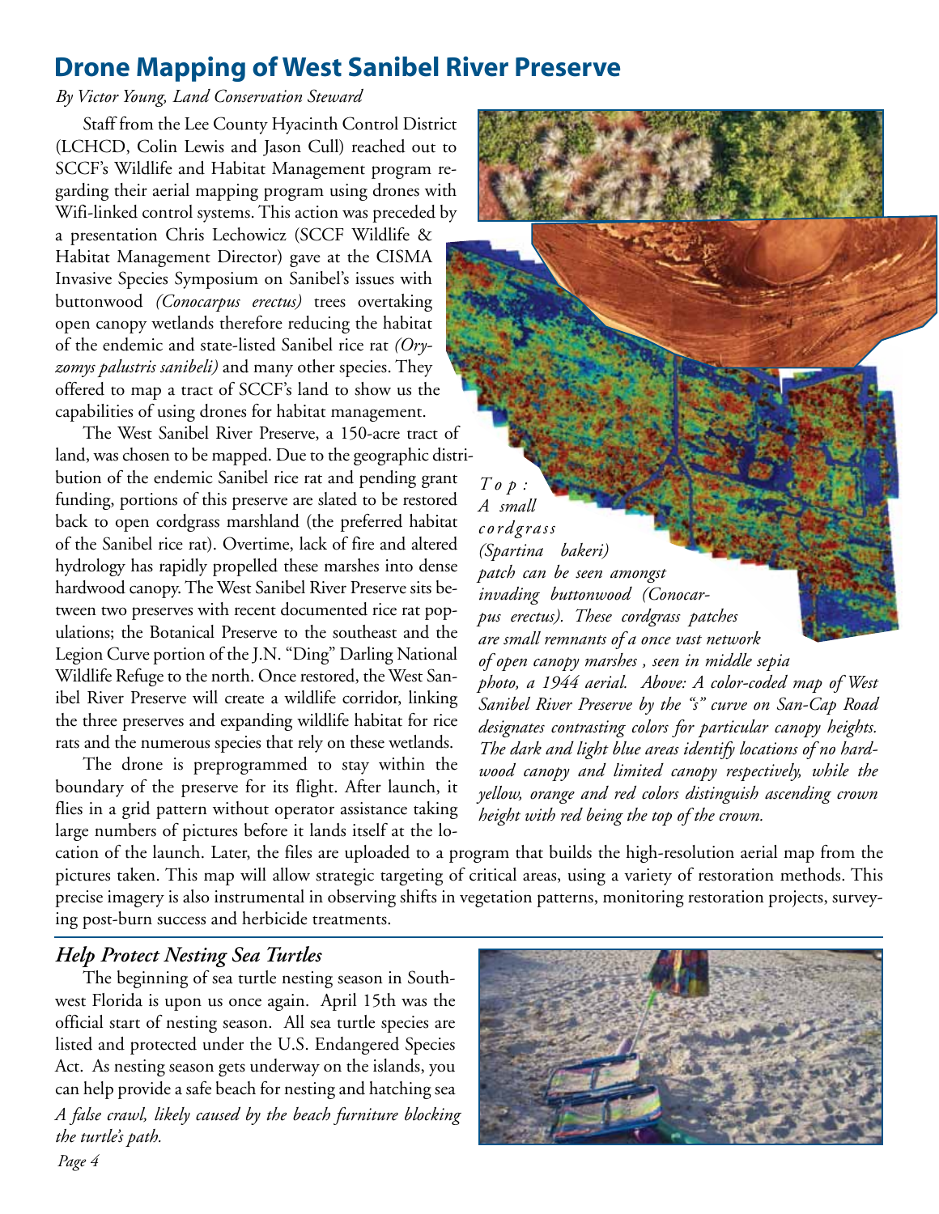## Drone Mapping of West Sanibel River Preserve

*By Victor Young, Land Conservation Steward*

Staff from the Lee County Hyacinth Control District (LCHCD, Colin Lewis and Jason Cull) reached out to SCCF's Wildlife and Habitat Management program regarding their aerial mapping program using drones with Wifi-linked control systems. This action was preceded by a presentation Chris Lechowicz (SCCF Wildlife & Habitat Management Director) gave at the CISMA Invasive Species Symposium on Sanibel's issues with buttonwood *(Conocarpus erectus)* trees overtaking open canopy wetlands therefore reducing the habitat of the endemic and state-listed Sanibel rice rat *(Oryzomys palustris sanibeli)* and many other species. They offered to map a tract of SCCF's land to show us the capabilities of using drones for habitat management.

The West Sanibel River Preserve, a 150-acre tract of land, was chosen to be mapped. Due to the geographic distribution of the endemic Sanibel rice rat and pending grant funding, portions of this preserve are slated to be restored back to open cordgrass marshland (the preferred habitat of the Sanibel rice rat). Overtime, lack of fire and altered hydrology has rapidly propelled these marshes into dense hardwood canopy. The West Sanibel River Preserve sits between two preserves with recent documented rice rat populations; the Botanical Preserve to the southeast and the Legion Curve portion of the J.N. "Ding" Darling National Wildlife Refuge to the north. Once restored, the West Sanibel River Preserve will create a wildlife corridor, linking the three preserves and expanding wildlife habitat for rice rats and the numerous species that rely on these wetlands.

The drone is preprogrammed to stay within the boundary of the preserve for its flight. After launch, it flies in a grid pattern without operator assistance taking large numbers of pictures before it lands itself at the location of the launch. Later, the files are uploaded to a program that builds the high-resolution aerial map from the pictures taken. This map will allow strategic targeting of critical areas, using a variety of restoration methods. This precise imagery is also instrumental in observing shifts in vegetation patterns, monitoring restoration projects, surveying post-burn success and herbicide treatments.

*Top: A small cordgrass (Spartina bakeri) patch can be seen amongst invading buttonwood (Conocarpus erectus). These cordgrass patches are small remnants of a once vast network of open canopy marshes , seen in middle sepia photo, a 1944 aerial. Above: A color-coded map of West Sanibel River Preserve by the "s" curve on San-Cap Road designates contrasting colors for particular canopy heights. The dark and light blue areas identify locations of no hardwood canopy and limited canopy respectively, while the yellow, orange and red colors distinguish ascending crown height with red being the top of the crown.*

### *Help Protect Nesting Sea Turtles*

The beginning of sea turtle nesting season in Southwest Florida is upon us once again. April 15th was the official start of nesting season. All sea turtle species are listed and protected under the U.S. Endangered Species Act. As nesting season gets underway on the islands, you can help provide a safe beach for nesting and hatching sea

*A false crawl, likely caused by the beach furniture blocking the turtle's path.*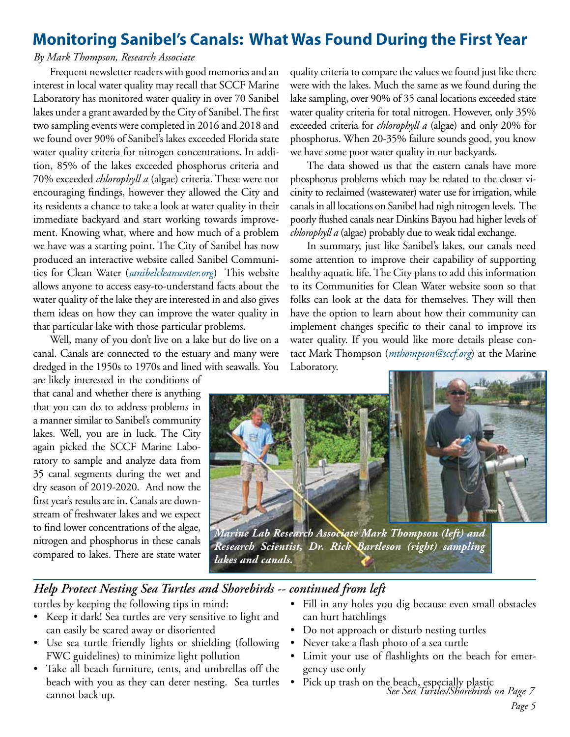## Monitoring Sanibel's Canals: What Was Found During the First Year

*By Mark Thompson, Research Associate*

Frequent newsletter readers with good memories and an interest in local water quality may recall that SCCF Marine Laboratory has monitored water quality in over 70 Sanibel lakes under a grant awarded by the City of Sanibel. The first two sampling events were completed in 2016 and 2018 and we found over 90% of Sanibel's lakes exceeded Florida state water quality criteria for nitrogen concentrations. In addition, 85% of the lakes exceeded phosphorus criteria and 70% exceeded *chlorophyll a* (algae) criteria. These were not encouraging findings, however they allowed the City and its residents a chance to take a look at water quality in their immediate backyard and start working towards improvement. Knowing what, where and how much of a problem we have was a starting point. The City of Sanibel has now produced an interactive website called Sanibel Communities for Clean Water (*sanibelcleanwater.org*) This website allows anyone to access easy-to-understand facts about the water quality of the lake they are interested in and also gives them ideas on how they can improve the water quality in that particular lake with those particular problems.

Well, many of you don't live on a lake but do live on a canal. Canals are connected to the estuary and many were dredged in the 1950s to 1970s and lined with seawalls. You are likely interested in the conditions of that canal and whether there is anything that you can do to address problems in a manner similar to Sanibel's community lakes. Well, you are in luck. The City again picked the SCCF Marine Laboratory to sample and analyze data from 35 canal segments during the wet and dry season of 2019-2020. And now the first year's results are in. Canals are downstream of freshwater lakes and we expect to find lower concentrations of the algae, nitrogen and phosphorus in these canals compared to lakes. There are state water quality criteria to compare the values we found just like there were with the lakes. Much the same as we found during the lake sampling, over 90% of 35 canal locations exceeded state water quality criteria for total nitrogen. However, only 35% exceeded criteria for *chlorophyll a* (algae) and only 20% for phosphorus. When 20-35% failure sounds good, you know we have some poor water quality in our backyards.

The data showed us that the eastern canals have more phosphorus problems which may be related to the closer vicinity to reclaimed (wastewater) water use for irrigation, while canals in all locations on Sanibel had nigh nitrogen levels. The poorly flushed canals near Dinkins Bayou had higher levels of *chlorophyll a* (algae) probably due to weak tidal exchange.

In summary, just like Sanibel's lakes, our canals need some attention to improve their capability of supporting healthy aquatic life. The City plans to add this information to its Communities for Clean Water website soon so that folks can look at the data for themselves. They will then have the option to learn about how their community can implement changes specific to their canal to improve its water quality. If you would like more details please contact Mark Thompson (*mthompson@sccf.org*) at the Marine Laboratory.

***Marine Lab Research Associate Mark Thompson (left) and Research Scientist, Dr. Rick Bartleson (right) sampling lakes and canals.***

### *Help Protect Nesting Sea Turtles and Shorebirds -- continued from left*

turtles by keeping the following tips in mind:

- Keep it dark! Sea turtles are very sensitive to light and can easily be scared away or disoriented
- Use sea turtle friendly lights or shielding (following FWC guidelines) to minimize light pollution
- Take all beach furniture, tents, and umbrellas off the beach with you as they can deter nesting. Sea turtles cannot back up.
- Fill in any holes you dig because even small obstacles can hurt hatchlings
- Do not approach or disturb nesting turtles
- Never take a flash photo of a sea turtle
- Limit your use of flashlights on the beach for emergency use only
- Pick up trash on the beach, especially plastic

*See Sea Turtles/Shorebirds on Page 7*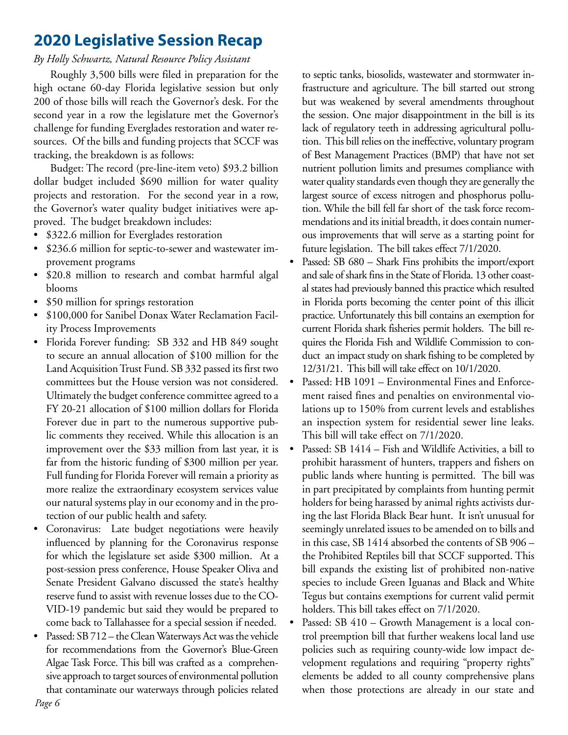## 2020 Legislative Session Recap

*By Holly Schwartz, Natural Resource Policy Assistant*

Roughly 3,500 bills were filed in preparation for the high octane 60-day Florida legislative session but only 200 of those bills will reach the Governor's desk. For the second year in a row the legislature met the Governor's challenge for funding Everglades restoration and water resources. Of the bills and funding projects that SCCF was tracking, the breakdown is as follows:

Budget: The record (pre-line-item veto) $93.2 billion dollar budget included $690 million for water quality projects and restoration. For the second year in a row, the Governor's water quality budget initiatives were approved. The budget breakdown includes:

- $322.6 million for Everglades restoration
- $236.6 million for septic-to-sewer and wastewater improvement programs
- $20.8 million to research and combat harmful algal blooms
- $50 million for springs restoration
- $100,000 for Sanibel Donax Water Reclamation Facility Process Improvements
- Florida Forever funding: SB 332 and HB 849 sought to secure an annual allocation of $100 million for the Land Acquisition Trust Fund. SB 332 passed its first two committees but the House version was not considered. Ultimately the budget conference committee agreed to a FY 20-21 allocation of $100 million dollars for Florida Forever due in part to the numerous supportive public comments they received. While this allocation is an improvement over the $33 million from last year, it is far from the historic funding of $300 million per year. Full funding for Florida Forever will remain a priority as more realize the extraordinary ecosystem services value our natural systems play in our economy and in the protection of our public health and safety.
- Coronavirus: Late budget negotiations were heavily influenced by planning for the Coronavirus response for which the legislature set aside $300 million. At a post-session press conference, House Speaker Oliva and Senate President Galvano discussed the state's healthy reserve fund to assist with revenue losses due to the COVID-19 pandemic but said they would be prepared to come back to Tallahassee for a special session if needed.
- Passed: SB 712 – the Clean Waterways Act was the vehicle for recommendations from the Governor's Blue-Green Algae Task Force. This bill was crafted as a comprehensive approach to target sources of environmental pollution that contaminate our waterways through policies related to septic tanks, biosolids, wastewater and stormwater infrastructure and agriculture. The bill started out strong but was weakened by several amendments throughout the session. One major disappointment in the bill is its lack of regulatory teeth in addressing agricultural pollution. This bill relies on the ineffective, voluntary program of Best Management Practices (BMP) that have not set nutrient pollution limits and presumes compliance with water quality standards even though they are generally the largest source of excess nitrogen and phosphorus pollution. While the bill fell far short of the task force recommendations and its initial breadth, it does contain numerous improvements that will serve as a starting point for future legislation. The bill takes effect 7/1/2020.
- Passed: SB 680 – Shark Fins prohibits the import/export and sale of shark fins in the State of Florida. 13 other coastal states had previously banned this practice which resulted in Florida ports becoming the center point of this illicit practice. Unfortunately this bill contains an exemption for current Florida shark fisheries permit holders. The bill requires the Florida Fish and Wildlife Commission to conduct an impact study on shark fishing to be completed by 12/31/21. This bill will take effect on 10/1/2020.
- Passed: HB 1091 – Environmental Fines and Enforcement raised fines and penalties on environmental violations up to 150% from current levels and establishes an inspection system for residential sewer line leaks. This bill will take effect on 7/1/2020.
- Passed: SB 1414 – Fish and Wildlife Activities, a bill to prohibit harassment of hunters, trappers and fishers on public lands where hunting is permitted. The bill was in part precipitated by complaints from hunting permit holders for being harassed by animal rights activists during the last Florida Black Bear hunt. It isn't unusual for seemingly unrelated issues to be amended on to bills and in this case, SB 1414 absorbed the contents of SB 906 – the Prohibited Reptiles bill that SCCF supported. This bill expands the existing list of prohibited non-native species to include Green Iguanas and Black and White Tegus but contains exemptions for current valid permit holders. This bill takes effect on 7/1/2020.
- Passed: SB 410 – Growth Management is a local control preemption bill that further weakens local land use policies such as requiring county-wide low impact development regulations and requiring "property rights" elements be added to all county comprehensive plans when those protections are already in our state and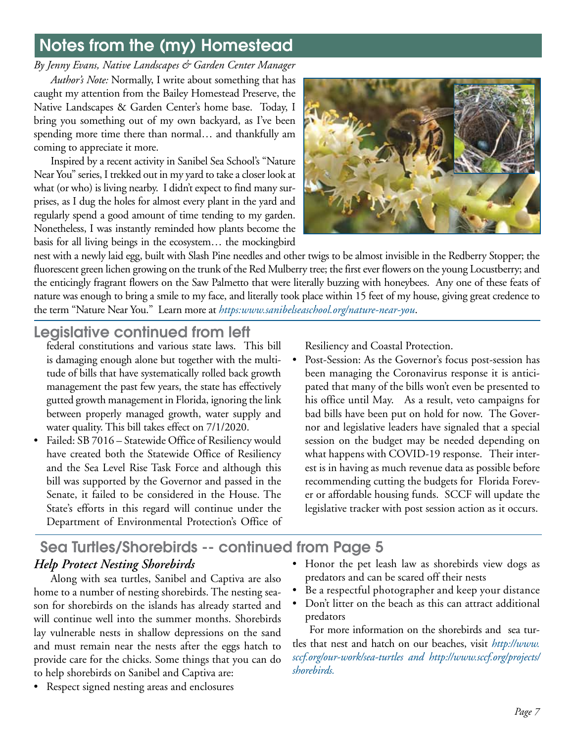## Notes from the (my) Homestead

*By Jenny Evans, Native Landscapes & Garden Center Manager*

*Author's Note:* Normally, I write about something that has caught my attention from the Bailey Homestead Preserve, the Native Landscapes & Garden Center's home base. Today, I bring you something out of my own backyard, as I've been spending more time there than normal… and thankfully am coming to appreciate it more.

Inspired by a recent activity in Sanibel Sea School's "Nature Near You" series, I trekked out in my yard to take a closer look at what (or who) is living nearby. I didn't expect to find many surprises, as I dug the holes for almost every plant in the yard and regularly spend a good amount of time tending to my garden. Nonetheless, I was instantly reminded how plants become the basis for all living beings in the ecosystem… the mockingbird nest with a newly laid egg, built with Slash Pine needles and other twigs to be almost invisible in the Redberry Stopper; the fluorescent green lichen growing on the trunk of the Red Mulberry tree; the first ever flowers on the young Locustberry; and the enticingly fragrant flowers on the Saw Palmetto that were literally buzzing with honeybees. Any one of these feats of nature was enough to bring a smile to my face, and literally took place within 15 feet of my house, giving great credence to the term "Nature Near You." Learn more at *https:www.sanibelseaschool.org/nature-near-you*.

## Legislative continued from left

federal constitutions and various state laws. This bill is damaging enough alone but together with the multitude of bills that have systematically rolled back growth management the past few years, the state has effectively gutted growth management in Florida, ignoring the link between properly managed growth, water supply and water quality. This bill takes effect on 7/1/2020.

- Failed: SB 7016 – Statewide Office of Resiliency would have created both the Statewide Office of Resiliency and the Sea Level Rise Task Force and although this bill was supported by the Governor and passed in the Senate, it failed to be considered in the House. The State's efforts in this regard will continue under the Department of Environmental Protection's Office of Resiliency and Coastal Protection.
- Post-Session: As the Governor's focus post-session has been managing the Coronavirus response it is anticipated that many of the bills won't even be presented to his office until May. As a result, veto campaigns for bad bills have been put on hold for now. The Governor and legislative leaders have signaled that a special session on the budget may be needed depending on what happens with COVID-19 response. Their interest is in having as much revenue data as possible before recommending cutting the budgets for Florida Forever or affordable housing funds. SCCF will update the legislative tracker with post session action as it occurs.

## Sea Turtles/Shorebirds -- continued from Page 5

### *Help Protect Nesting Shorebirds*

Along with sea turtles, Sanibel and Captiva are also home to a number of nesting shorebirds. The nesting season for shorebirds on the islands has already started and will continue well into the summer months. Shorebirds lay vulnerable nests in shallow depressions on the sand and must remain near the nests after the eggs hatch to provide care for the chicks. Some things that you can do to help shorebirds on Sanibel and Captiva are:

- Respect signed nesting areas and enclosures
- Honor the pet leash law as shorebirds view dogs as predators and can be scared off their nests
- Be a respectful photographer and keep your distance
- Don't litter on the beach as this can attract additional predators

For more information on the shorebirds and sea turtles that nest and hatch on our beaches, visit *http://www.sccf.org/our-work/sea-turtles and http://www.sccf.org/projects/shorebirds.*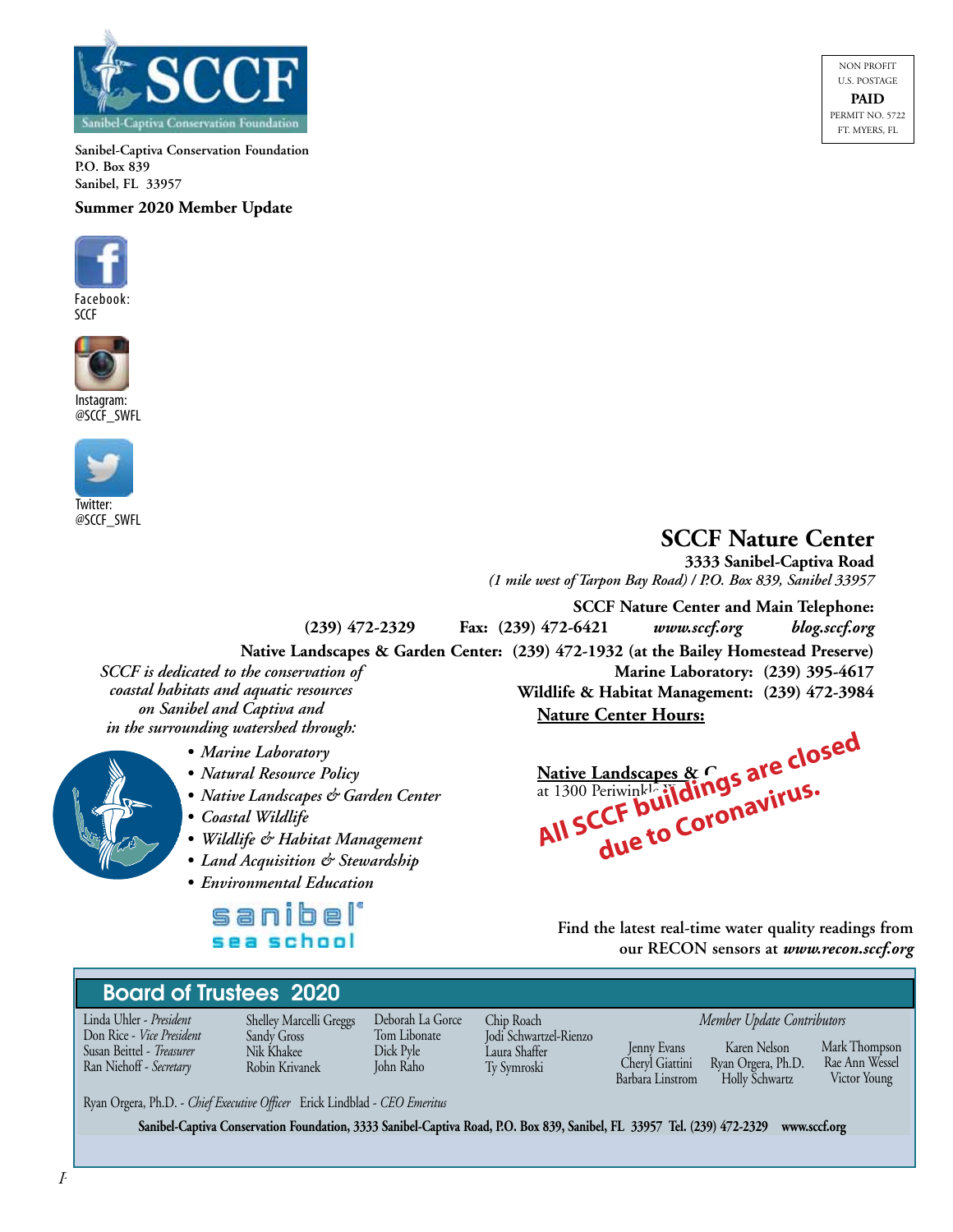Sanibel-Captiva Conservation Foundation
P.O. Box 839
Sanibel, FL 33957

NON PROFIT
U.S. POSTAGE
**PAID**
PERMIT NO. 5722
FT. MYERS, FL

**Summer 2020 Member Update**

Facebook: SCCF

Instagram: @SCCF_SWFL

Twitter: @SCCF_SWFL

## SCCF Nature Center

**3333 Sanibel-Captiva Road**
*(1 mile west of Tarpon Bay Road) / P.O. Box 839, Sanibel 33957*

**SCCF Nature Center and Main Telephone:**
**(239) 472-2329** **Fax: (239) 472-6421** ***www.sccf.org*** ***blog.sccf.org***

**Native Landscapes & Garden Center: (239) 472-1932 (at the Bailey Homestead Preserve)**
**Marine Laboratory: (239) 395-4617**
**Wildlife & Habitat Management: (239) 472-3984**

**Nature Center Hours:**

**Native Landscapes & C**
at 1300 Periwinkl

**All SCCF buildings are closed due to Coronavirus.**

*SCCF is dedicated to the conservation of coastal habitats and aquatic resources on Sanibel and Captiva and in the surrounding watershed through:*

- *Marine Laboratory*
- *Natural Resource Policy*
- *Native Landscapes & Garden Center*
- *Coastal Wildlife*
- *Wildlife & Habitat Management*
- *Land Acquisition & Stewardship*
- *Environmental Education*

sanibel sea school

**Find the latest real-time water quality readings from our RECON sensors at *www.recon.sccf.org***

## Board of Trustees 2020

Linda Uhler - *President*
Don Rice - *Vice President*
Susan Beittel - *Treasurer*
Ran Niehoff - *Secretary*

Shelley Marcelli Greggs
Sandy Gross
Nik Khakee
Robin Krivanek

Deborah La Gorce
Tom Libonate
Dick Pyle
John Raho

Chip Roach
Jodi Schwartzel-Rienzo
Laura Shaffer
Ty Symroski

*Member Update Contributors*

Jenny Evans
Cheryl Giattini
Barbara Linstrom

Karen Nelson
Ryan Orgera, Ph.D.
Holly Schwartz

Mark Thompson
Rae Ann Wessel
Victor Young

Ryan Orgera, Ph.D. - *Chief Executive Officer* Erick Lindblad - *CEO Emeritus*

**Sanibel-Captiva Conservation Foundation, 3333 Sanibel-Captiva Road, P.O. Box 839, Sanibel, FL 33957 Tel. (239) 472-2329 www.sccf.org**